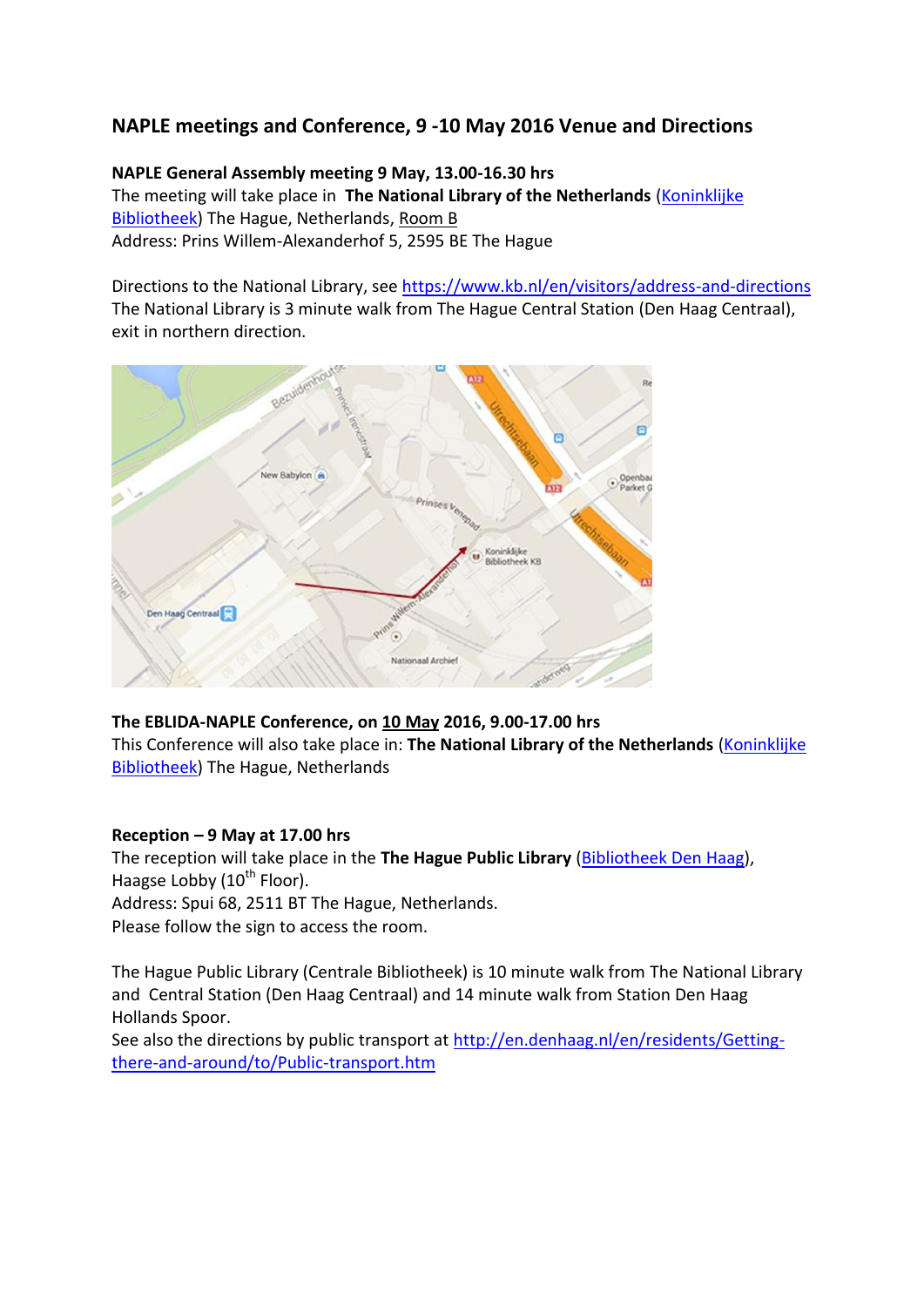## NAPLE meetings and Conference, 9 -10 May 2016 Venue and Directions

**NAPLE General Assembly meeting 9 May, 13.00-16.30 hrs**
The meeting will take place in **The National Library of the Netherlands** (Koninklijke Bibliotheek) The Hague, Netherlands, Room B
Address: Prins Willem-Alexanderhof 5, 2595 BE The Hague

Directions to the National Library, see https://www.kb.nl/en/visitors/address-and-directions
The National Library is 3 minute walk from The Hague Central Station (Den Haag Centraal), exit in northern direction.

**The EBLIDA-NAPLE Conference, on 10 May 2016, 9.00-17.00 hrs**
This Conference will also take place in: **The National Library of the Netherlands** (Koninklijke Bibliotheek) The Hague, Netherlands

**Reception – 9 May at 17.00 hrs**
The reception will take place in the **The Hague Public Library** (Bibliotheek Den Haag), Haagse Lobby (10th Floor).
Address: Spui 68, 2511 BT The Hague, Netherlands.
Please follow the sign to access the room.

The Hague Public Library (Centrale Bibliotheek) is 10 minute walk from The National Library and Central Station (Den Haag Centraal) and 14 minute walk from Station Den Haag Hollands Spoor.
See also the directions by public transport at http://en.denhaag.nl/en/residents/Getting-there-and-around/to/Public-transport.htm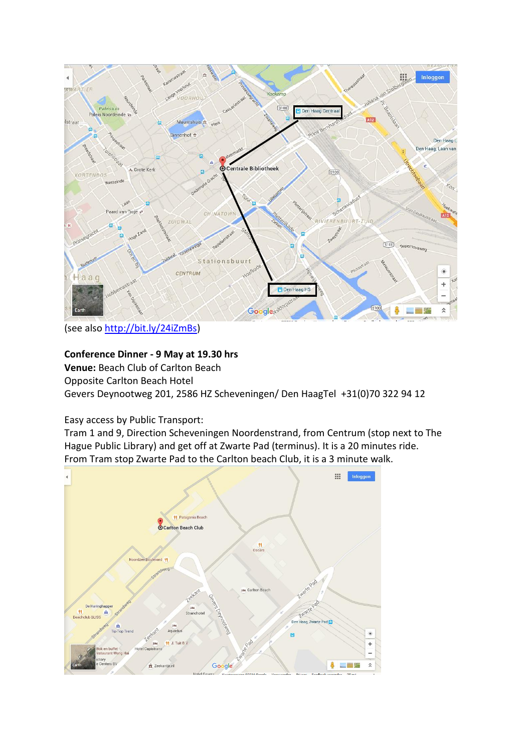(see also http://bit.ly/24iZmBs)

**Conference Dinner - 9 May at 19.30 hrs**
**Venue:** Beach Club of Carlton Beach
Opposite Carlton Beach Hotel
Gevers Deynootweg 201, 2586 HZ Scheveningen/ Den HaagTel +31(0)70 322 94 12

Easy access by Public Transport:
Tram 1 and 9, Direction Scheveningen Noordenstrand, from Centrum (stop next to The Hague Public Library) and get off at Zwarte Pad (terminus). It is a 20 minutes ride.
From Tram stop Zwarte Pad to the Carlton beach Club, it is a 3 minute walk.